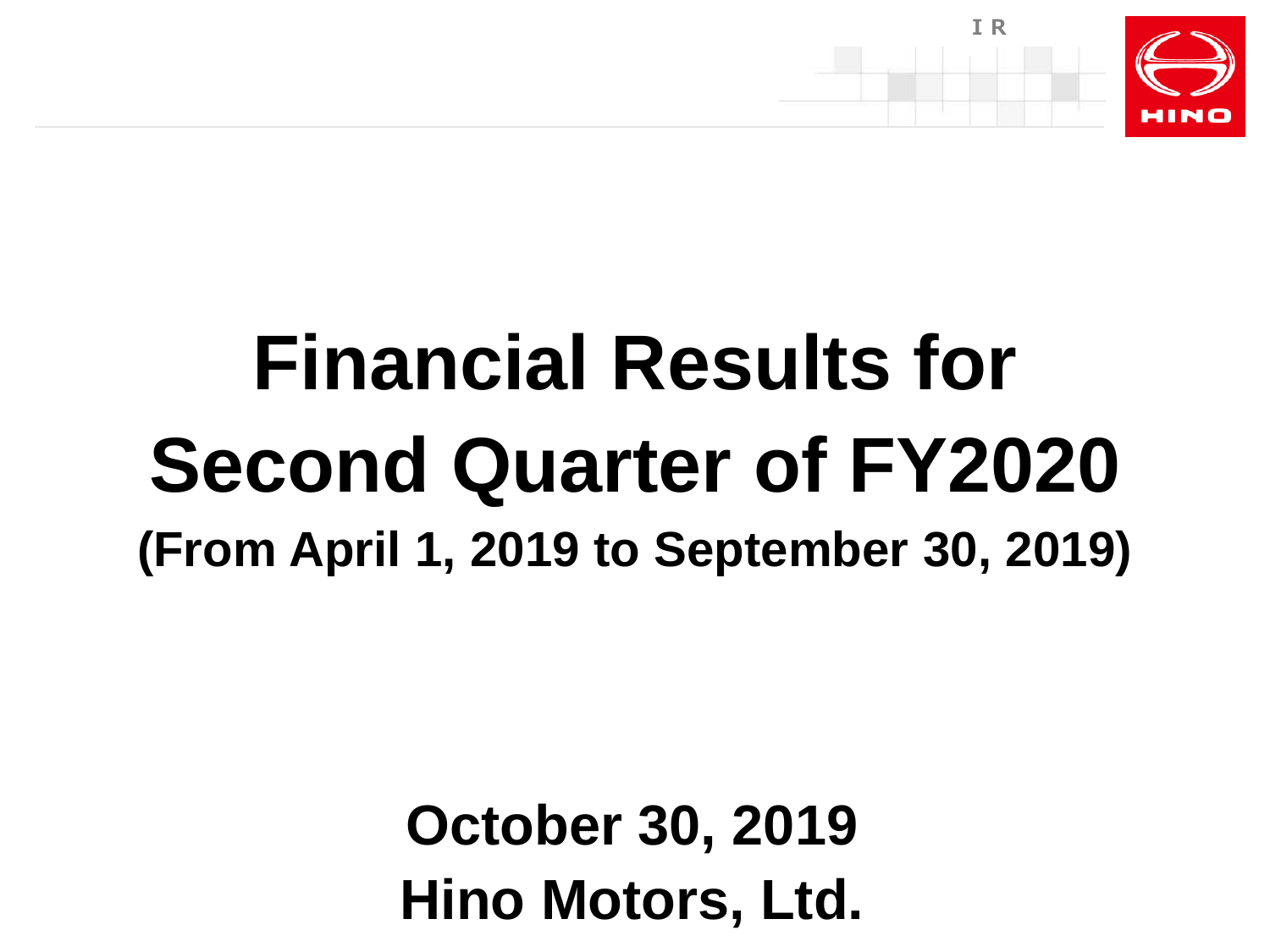# Financial Results for Second Quarter of FY2020

**(From April 1, 2019 to September 30, 2019)**

**October 30, 2019**

**Hino Motors, Ltd.**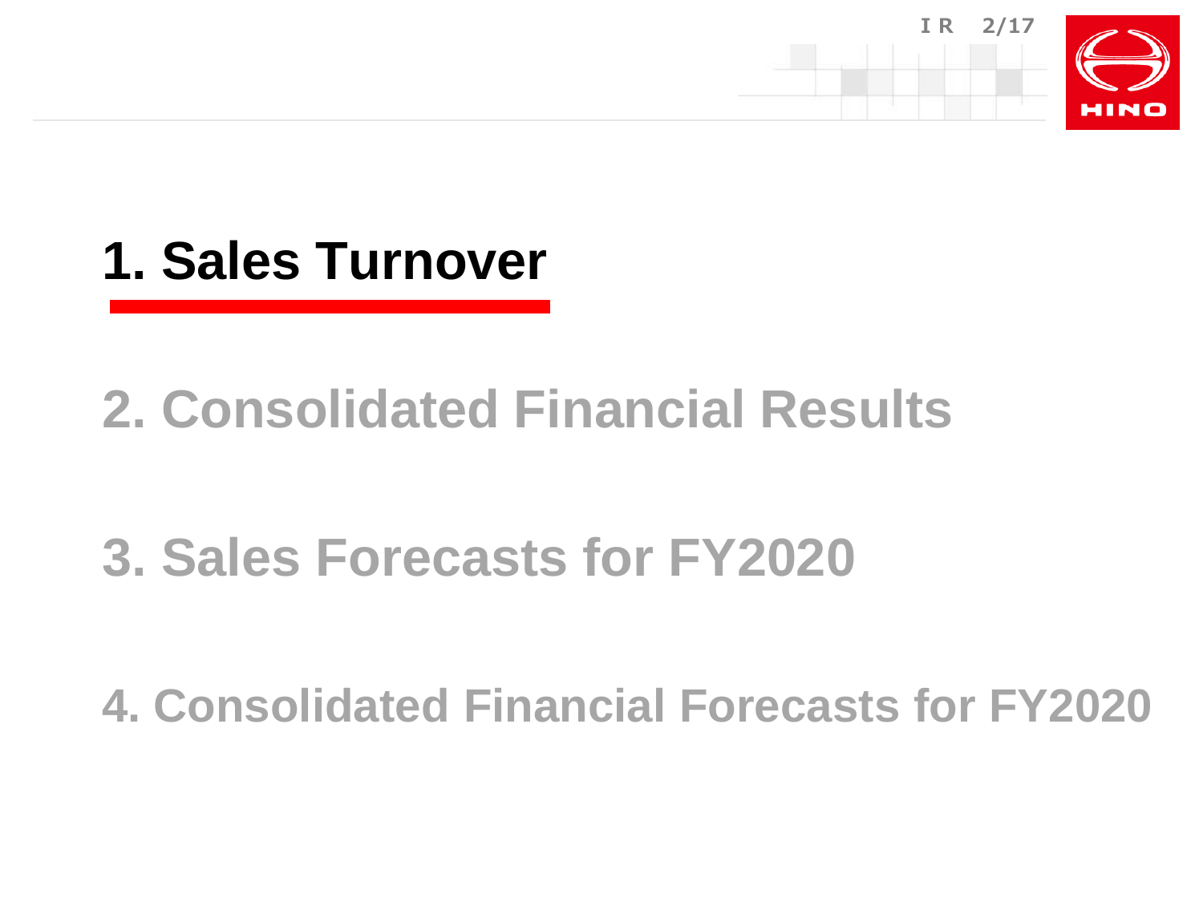# 1. Sales Turnover

# 2. Consolidated Financial Results

# 3. Sales Forecasts for FY2020

# 4. Consolidated Financial Forecasts for FY2020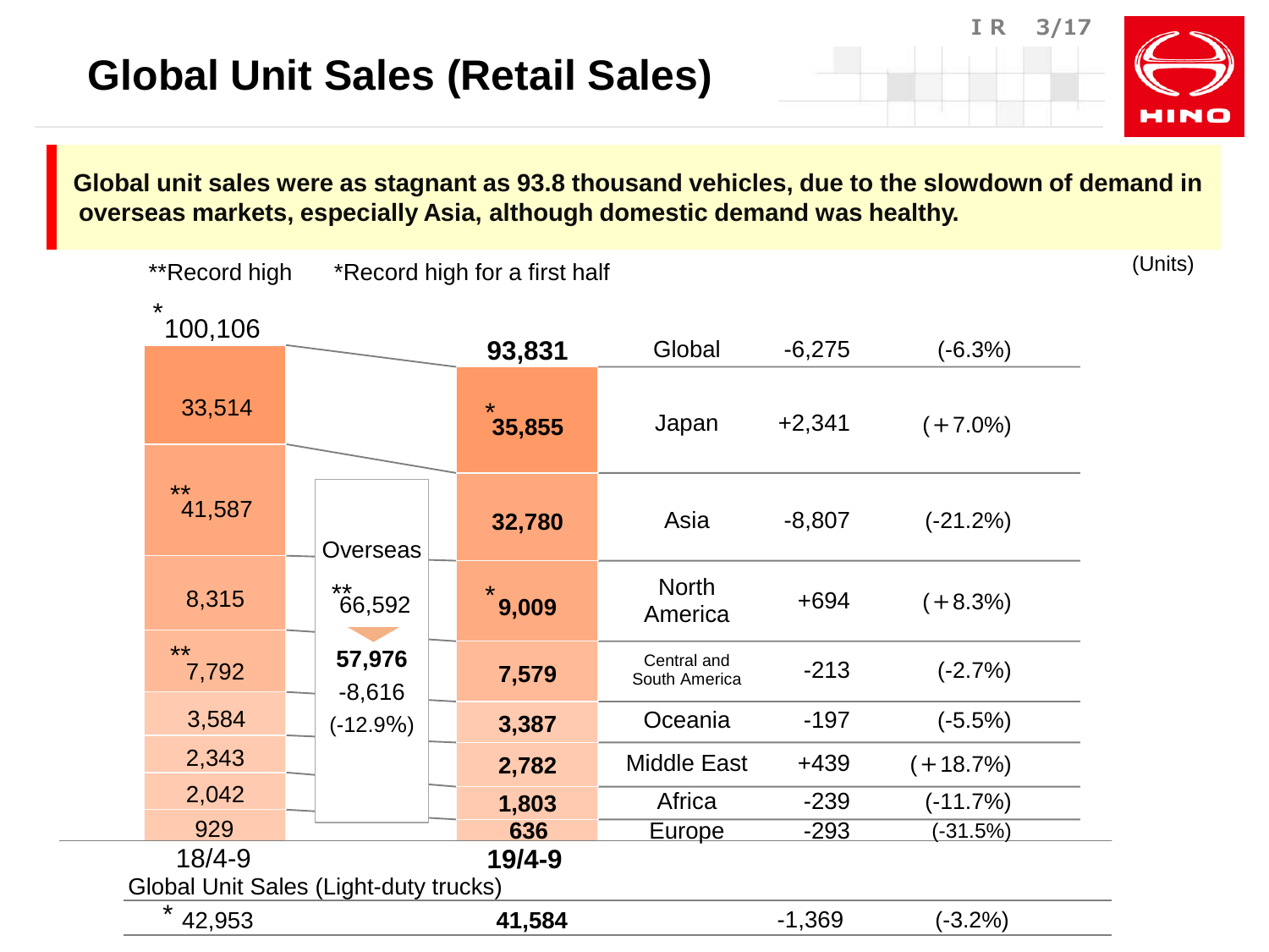# Global Unit Sales (Retail Sales)

**Global unit sales were as stagnant as 93.8 thousand vehicles, due to the slowdown of demand in overseas markets, especially Asia, although domestic demand was healthy.**

**Record high　　*Record high for a first half

(Units)

| Region | 18/4-9 | 19/4-9 | Change | Change (%) |
|---|---|---|---|---|
| Global | *100,106 | **93,831** | -6,275 | (-6.3%) |
| Japan | 33,514 | ***35,855** | +2,341 | (+7.0%) |
| Overseas | **66,592 | **57,976** | -8,616 | (-12.9%) |
| Asia | **41,587 | **32,780** | -8,807 | (-21.2%) |
| North America | 8,315 | ***9,009** | +694 | (+8.3%) |
| Central and South America | **7,792 | **7,579** | -213 | (-2.7%) |
| Oceania | 3,584 | **3,387** | -197 | (-5.5%) |
| Middle East | 2,343 | **2,782** | +439 | (+18.7%) |
| Africa | 2,042 | **1,803** | -239 | (-11.7%) |
| Europe | 929 | **636** | -293 | (-31.5%) |

Global Unit Sales (Light-duty trucks)

| 18/4-9 | 19/4-9 | Change | Change (%) |
|---|---|---|---|
| *42,953 | **41,584** | -1,369 | (-3.2%) |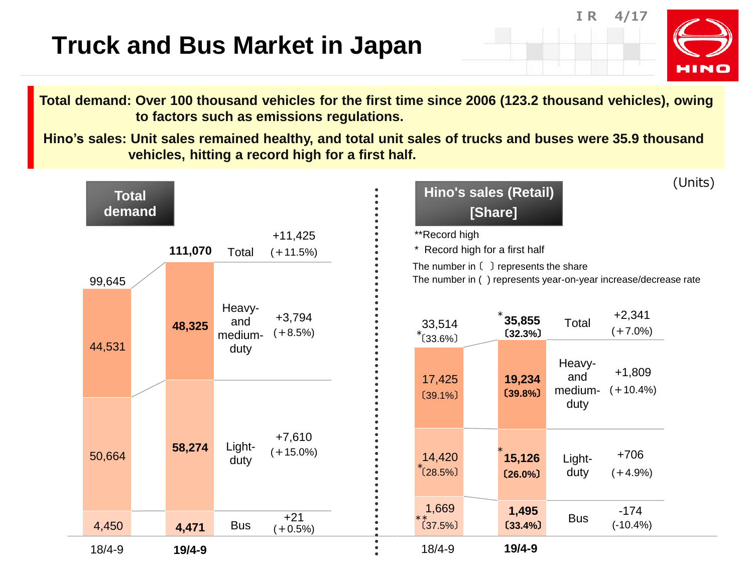# Truck and Bus Market in Japan

**Total demand: Over 100 thousand vehicles for the first time since 2006 (123.2 thousand vehicles), owing to factors such as emissions regulations.**

**Hino's sales: Unit sales remained healthy, and total unit sales of trucks and buses were 35.9 thousand vehicles, hitting a record high for a first half.**

(Units)

**Total demand**

| | 18/4-9 | 19/4-9 | Change |
|---|---|---|---|
| Total | 99,645 | **111,070** | +11,425 (+11.5%) |
| Heavy- and medium-duty | 44,531 | **48,325** | +3,794 (+8.5%) |
| Light-duty | 50,664 | **58,274** | +7,610 (+15.0%) |
| Bus | 4,450 | **4,471** | +21 (+0.5%) |

**Hino's sales (Retail) [Share]**

**Record high
\* Record high for a first half
The number in 〔 〕 represents the share
The number in ( ) represents year-on-year increase/decrease rate

| | 18/4-9 | 19/4-9 | Change |
|---|---|---|---|
| Total | 33,514 *〔33.6%〕 | * **35,855 〔32.3%〕** | +2,341 (+7.0%) |
| Heavy- and medium-duty | 17,425 〔39.1%〕 | **19,234 〔39.8%〕** | +1,809 (+10.4%) |
| Light-duty | 14,420 *〔28.5%〕 | * **15,126 〔26.0%〕** | +706 (+4.9%) |
| Bus | 1,669 **〔37.5%〕 | **1,495 〔33.4%〕** | -174 (-10.4%) |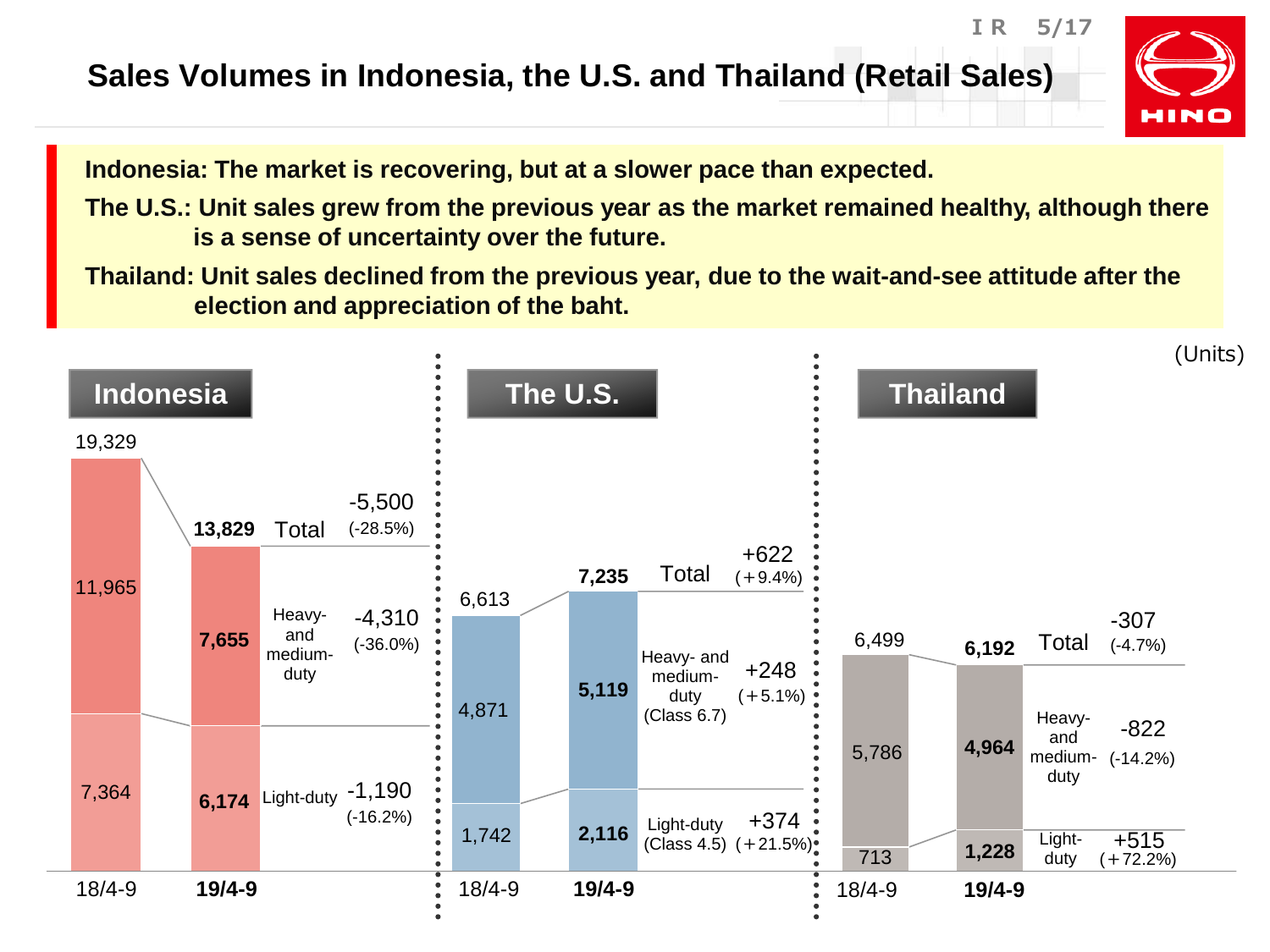# Sales Volumes in Indonesia, the U.S. and Thailand (Retail Sales)

**Indonesia: The market is recovering, but at a slower pace than expected.**

**The U.S.: Unit sales grew from the previous year as the market remained healthy, although there is a sense of uncertainty over the future.**

**Thailand: Unit sales declined from the previous year, due to the wait-and-see attitude after the election and appreciation of the baht.**

(Units)

## Indonesia

| | 18/4-9 | **19/4-9** | Change |
|---|---|---|---|
| Total | 19,329 | **13,829** | -5,500 (-28.5%) |
| Heavy- and medium-duty | 11,965 | **7,655** | -4,310 (-36.0%) |
| Light-duty | 7,364 | **6,174** | -1,190 (-16.2%) |

## The U.S.

| | 18/4-9 | **19/4-9** | Change |
|---|---|---|---|
| Total | 6,613 | **7,235** | +622 (+9.4%) |
| Heavy- and medium-duty (Class 6.7) | 4,871 | **5,119** | +248 (+5.1%) |
| Light-duty (Class 4.5) | 1,742 | **2,116** | +374 (+21.5%) |

## Thailand

| | 18/4-9 | **19/4-9** | Change |
|---|---|---|---|
| Total | 6,499 | **6,192** | -307 (-4.7%) |
| Heavy- and medium-duty | 5,786 | **4,964** | -822 (-14.2%) |
| Light-duty | 713 | **1,228** | +515 (+72.2%) |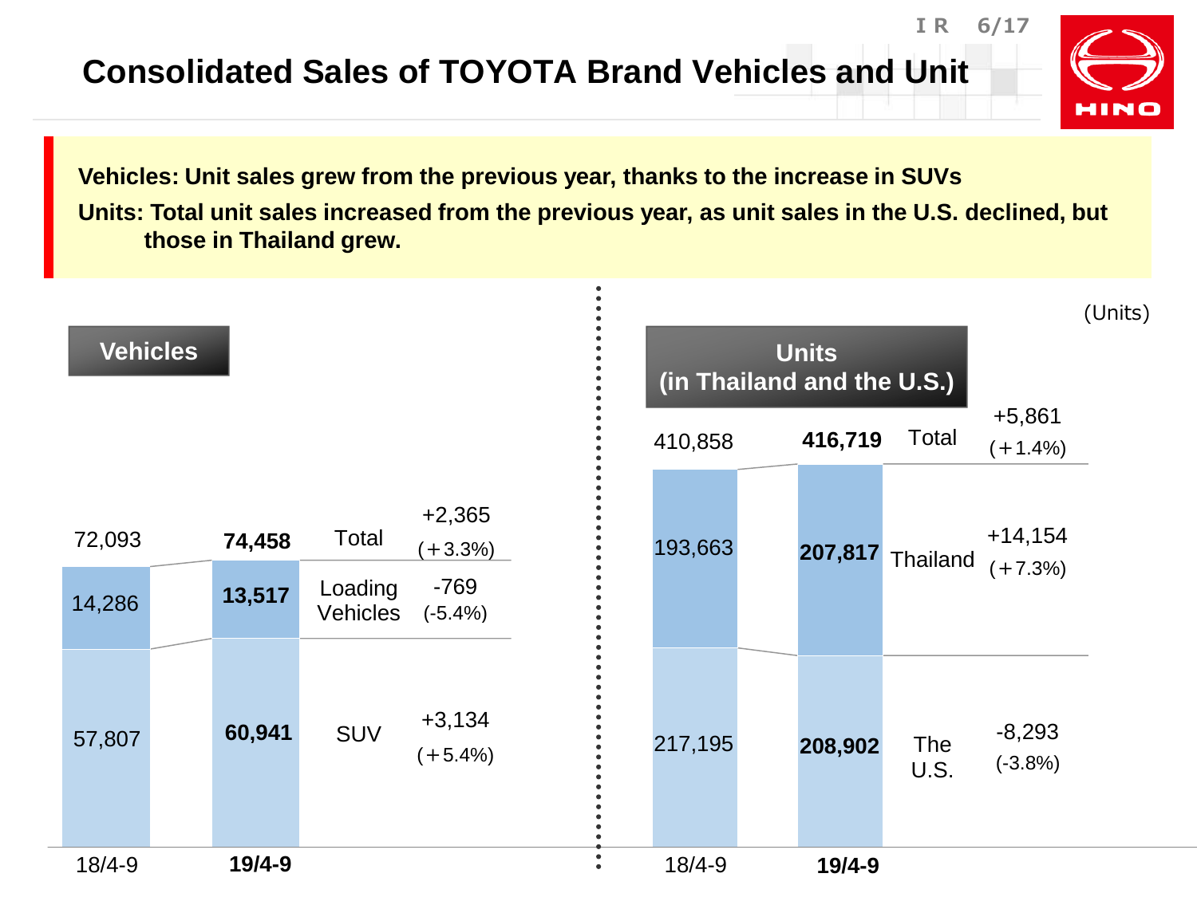# Consolidated Sales of TOYOTA Brand Vehicles and Unit

**Vehicles: Unit sales grew from the previous year, thanks to the increase in SUVs**

**Units: Total unit sales increased from the previous year, as unit sales in the U.S. declined, but those in Thailand grew.**

(Units)

## Vehicles

| | 18/4-9 | **19/4-9** | Change |
|---|---|---|---|
| Total | 72,093 | **74,458** | +2,365 (+3.3%) |
| Loading Vehicles | 14,286 | **13,517** | -769 (-5.4%) |
| SUV | 57,807 | **60,941** | +3,134 (+5.4%) |

## Units (in Thailand and the U.S.)

| | 18/4-9 | **19/4-9** | Change |
|---|---|---|---|
| Total | 410,858 | **416,719** | +5,861 (+1.4%) |
| Thailand | 193,663 | **207,817** | +14,154 (+7.3%) |
| The U.S. | 217,195 | **208,902** | -8,293 (-3.8%) |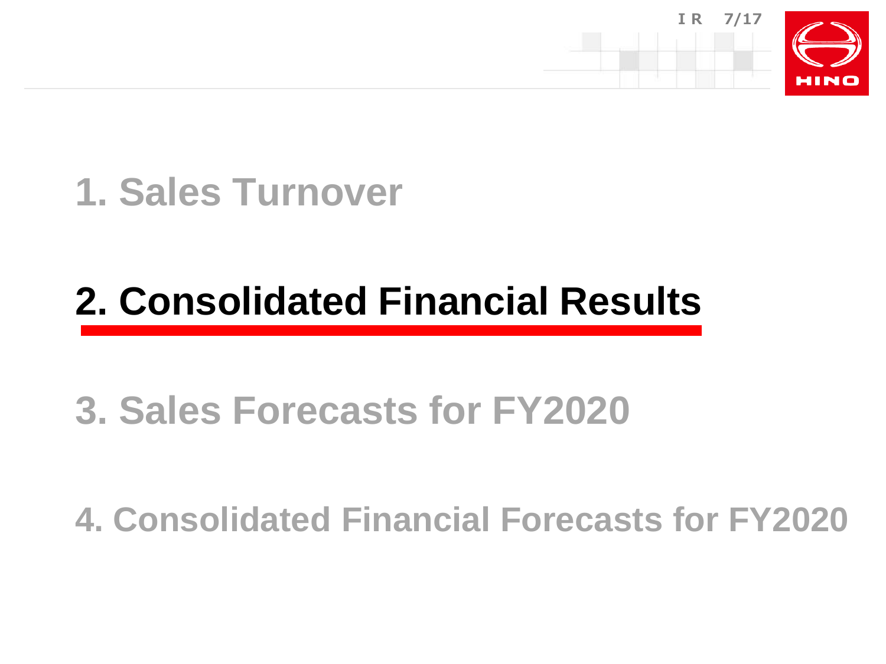1. Sales Turnover

## 2. Consolidated Financial Results

3. Sales Forecasts for FY2020

4. Consolidated Financial Forecasts for FY2020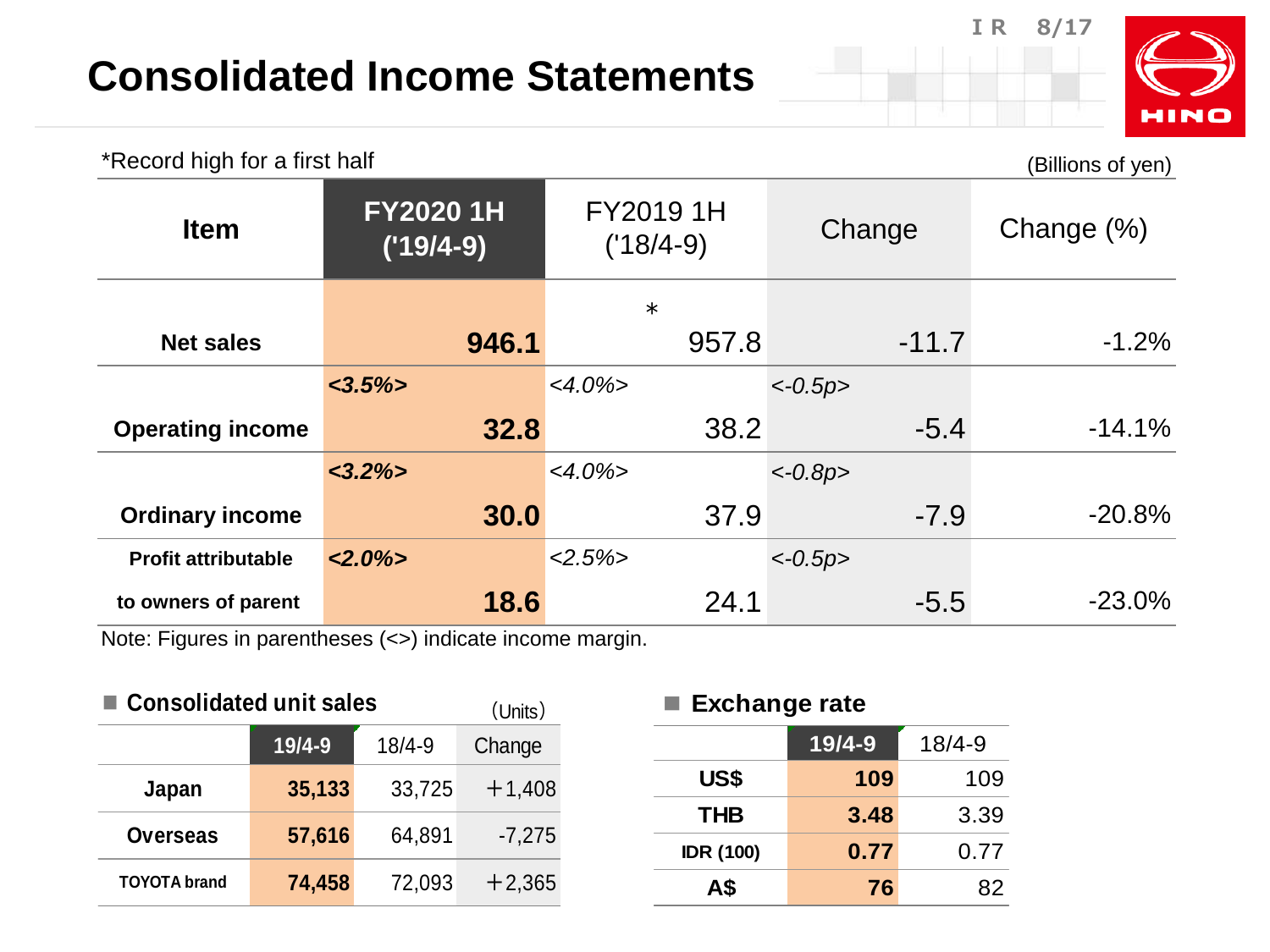# Consolidated Income Statements

*Record high for a first half

(Billions of yen)

| Item | FY2020 1H ('19/4-9) | FY2019 1H ('18/4-9) | Change | Change (%) |
|---|---|---|---|---|
| Net sales | 946.1 | * 957.8 | -11.7 | -1.2% |
| Operating income | <3.5%> 32.8 | <4.0%> 38.2 | <-0.5p> -5.4 | -14.1% |
| Ordinary income | <3.2%> 30.0 | <4.0%> 37.9 | <-0.8p> -7.9 | -20.8% |
| Profit attributable to owners of parent | <2.0%> 18.6 | <2.5%> 24.1 | <-0.5p> -5.5 | -23.0% |

Note: Figures in parentheses (<>) indicate income margin.

## ■ Consolidated unit sales

（Units）

| | 19/4-9 | 18/4-9 | Change |
|---|---|---|---|
| Japan | 35,133 | 33,725 | ＋1,408 |
| Overseas | 57,616 | 64,891 | -7,275 |
| TOYOTA brand | 74,458 | 72,093 | ＋2,365 |

## ■ Exchange rate

| | 19/4-9 | 18/4-9 |
|---|---|---|
| US$ | 109 | 109 |
| THB | 3.48 | 3.39 |
| IDR (100) | 0.77 | 0.77 |
| A$ | 76 | 82 |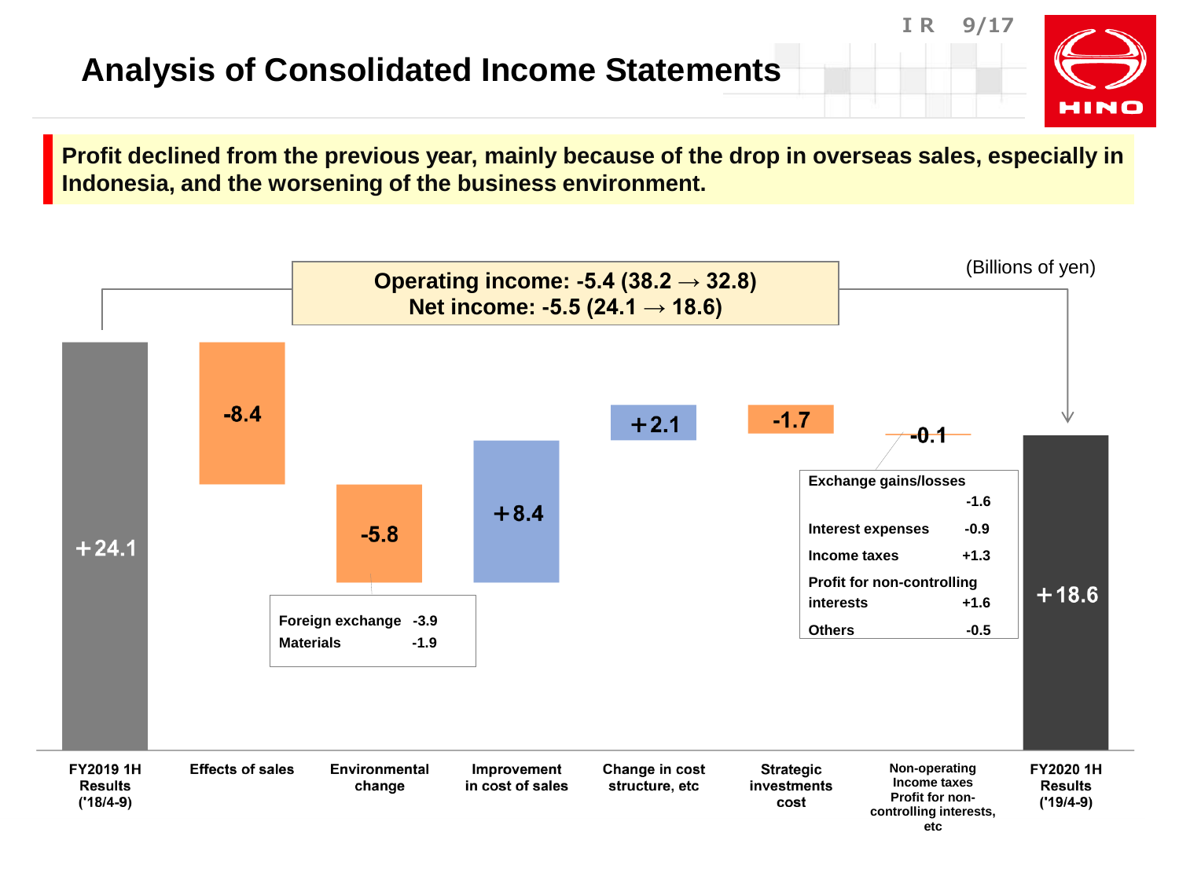# Analysis of Consolidated Income Statements

**Profit declined from the previous year, mainly because of the drop in overseas sales, especially in Indonesia, and the worsening of the business environment.**

**Operating income: -5.4 (38.2 → 32.8)**
**Net income: -5.5 (24.1 → 18.6)**

(Billions of yen)

| Item | Amount |
|---|---|
| FY2019 1H Results ('18/4-9) | +24.1 |
| Effects of sales | -8.4 |
| Environmental change | -5.8 |
| Improvement in cost of sales | +8.4 |
| Change in cost structure, etc | +2.1 |
| Strategic investments cost | -1.7 |
| Non-operating Income taxes Profit for non-controlling interests, etc | -0.1 |
| FY2020 1H Results ('19/4-9) | +18.6 |

Environmental change breakdown:

| Item | Amount |
|---|---|
| Foreign exchange | -3.9 |
| Materials | -1.9 |

Non-operating, income taxes, profit for non-controlling interests, etc breakdown:

| Item | Amount |
|---|---|
| Exchange gains/losses | -1.6 |
| Interest expenses | -0.9 |
| Income taxes | +1.3 |
| Profit for non-controlling interests | +1.6 |
| Others | -0.5 |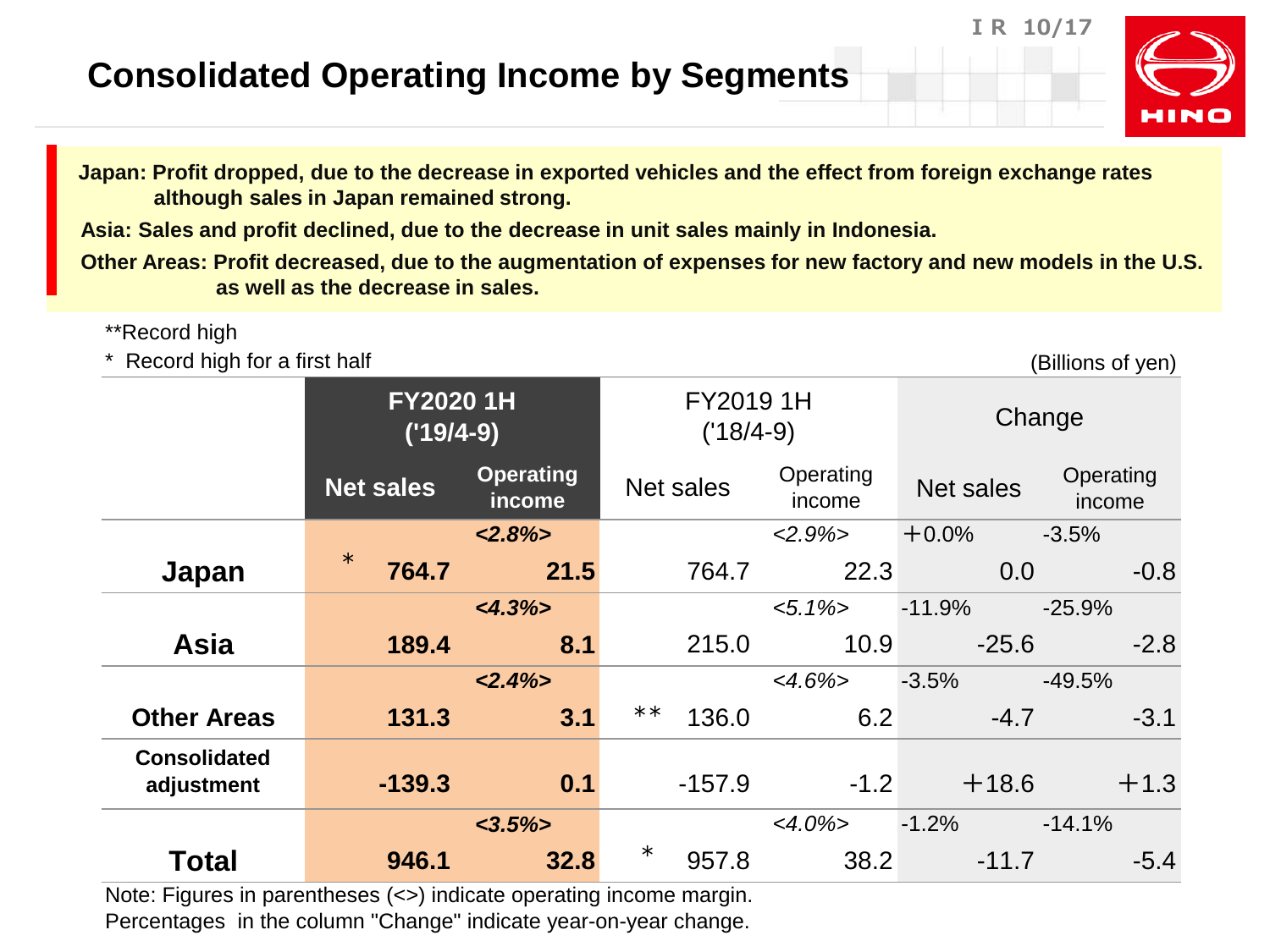# Consolidated Operating Income by Segments

**Japan: Profit dropped, due to the decrease in exported vehicles and the effect from foreign exchange rates although sales in Japan remained strong.**

**Asia: Sales and profit declined, due to the decrease in unit sales mainly in Indonesia.**

**Other Areas: Profit decreased, due to the augmentation of expenses for new factory and new models in the U.S. as well as the decrease in sales.**

**Record high
* Record high for a first half

(Billions of yen)

| | FY2020 1H ('19/4-9) | | FY2019 1H ('18/4-9) | | Change | |
|---|---|---|---|---|---|---|
| | Net sales | Operating income | Net sales | Operating income | Net sales | Operating income |
| **Japan** | * **764.7** | ***<2.8%>*** **21.5** | 764.7 | *<2.9%>* 22.3 | +0.0% 0.0 | -3.5% -0.8 |
| **Asia** | **189.4** | ***<4.3%>*** **8.1** | 215.0 | *<5.1%>* 10.9 | -11.9% -25.6 | -25.9% -2.8 |
| **Other Areas** | **131.3** | ***<2.4%>*** **3.1** | ** 136.0 | *<4.6%>* 6.2 | -3.5% -4.7 | -49.5% -3.1 |
| **Consolidated adjustment** | **-139.3** | **0.1** | -157.9 | -1.2 | +18.6 | +1.3 |
| **Total** | **946.1** | ***<3.5%>*** **32.8** | * 957.8 | *<4.0%>* 38.2 | -1.2% -11.7 | -14.1% -5.4 |

Note: Figures in parentheses (<>) indicate operating income margin.
Percentages in the column "Change" indicate year-on-year change.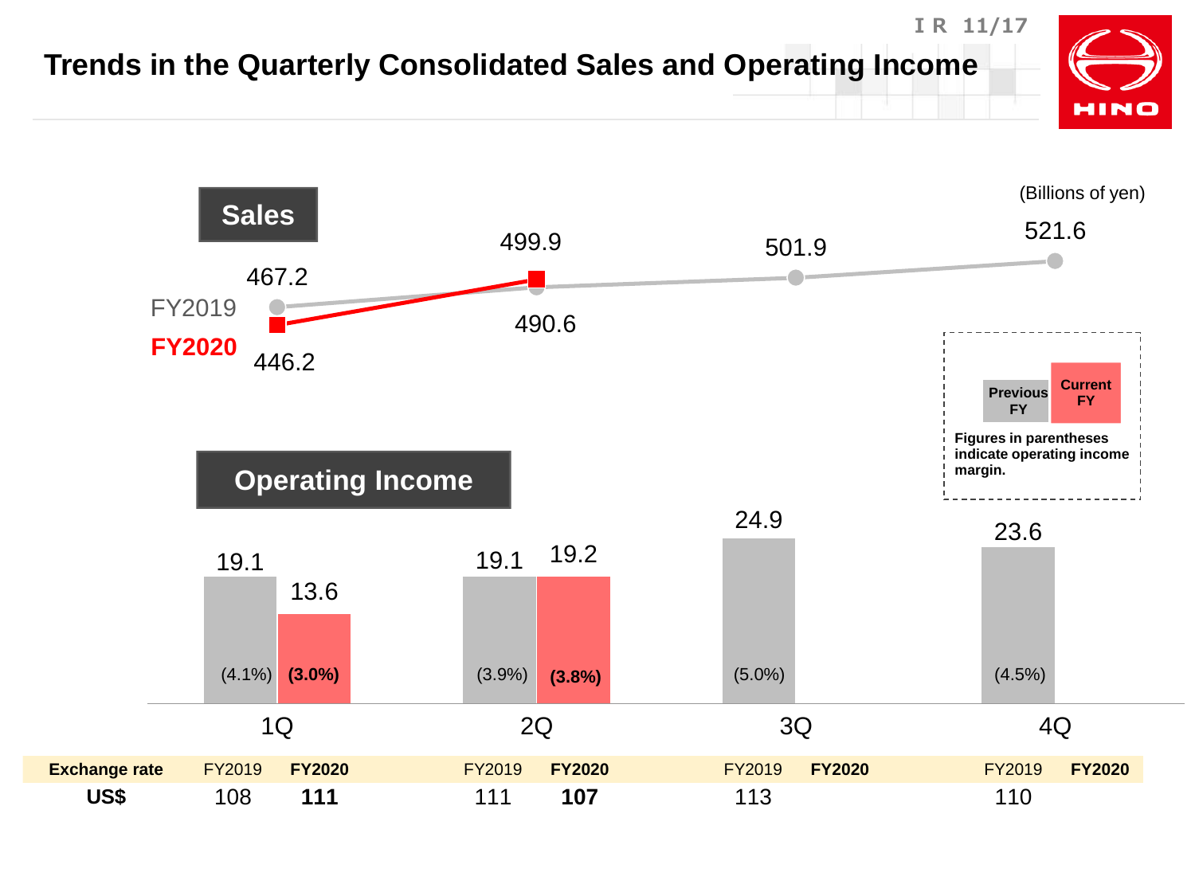# Trends in the Quarterly Consolidated Sales and Operating Income

(Billions of yen)

## Sales

| | 1Q | 2Q | 3Q | 4Q |
|---|---|---|---|---|
| FY2019 | 467.2 | 490.6 | 501.9 | 521.6 |
| **FY2020** | 446.2 | 499.9 | | |

## Operating Income

| | 1Q | 2Q | 3Q | 4Q |
|---|---|---|---|---|
| Previous FY | 19.1 (4.1%) | 19.1 (3.9%) | 24.9 (5.0%) | 23.6 (4.5%) |
| **Current FY** | 13.6 **(3.0%)** | 19.2 **(3.8%)** | | |

Figures in parentheses indicate operating income margin.

| Exchange rate | FY2019 | **FY2020** | FY2019 | **FY2020** | FY2019 | **FY2020** | FY2019 | **FY2020** |
|---|---|---|---|---|---|---|---|---|
| | 1Q | | 2Q | | 3Q | | 4Q | |
| **US$** | 108 | **111** | 111 | **107** | 113 | | 110 | |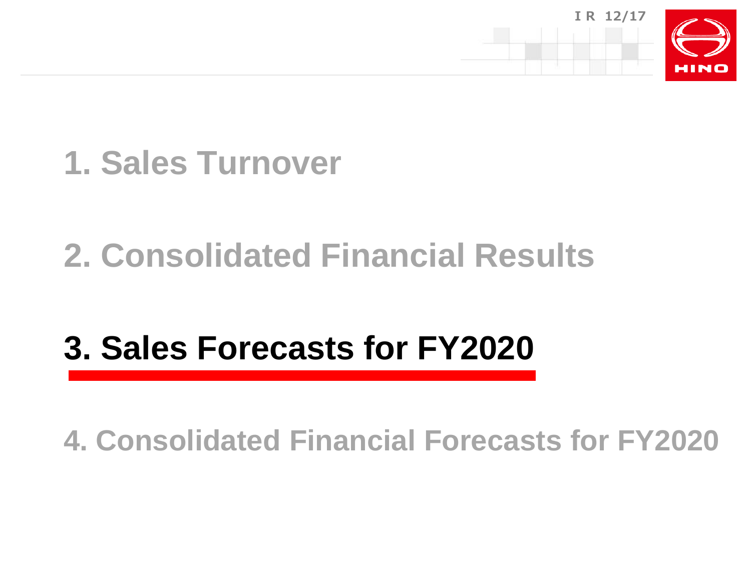1. Sales Turnover

2. Consolidated Financial Results

## 3. Sales Forecasts for FY2020

4. Consolidated Financial Forecasts for FY2020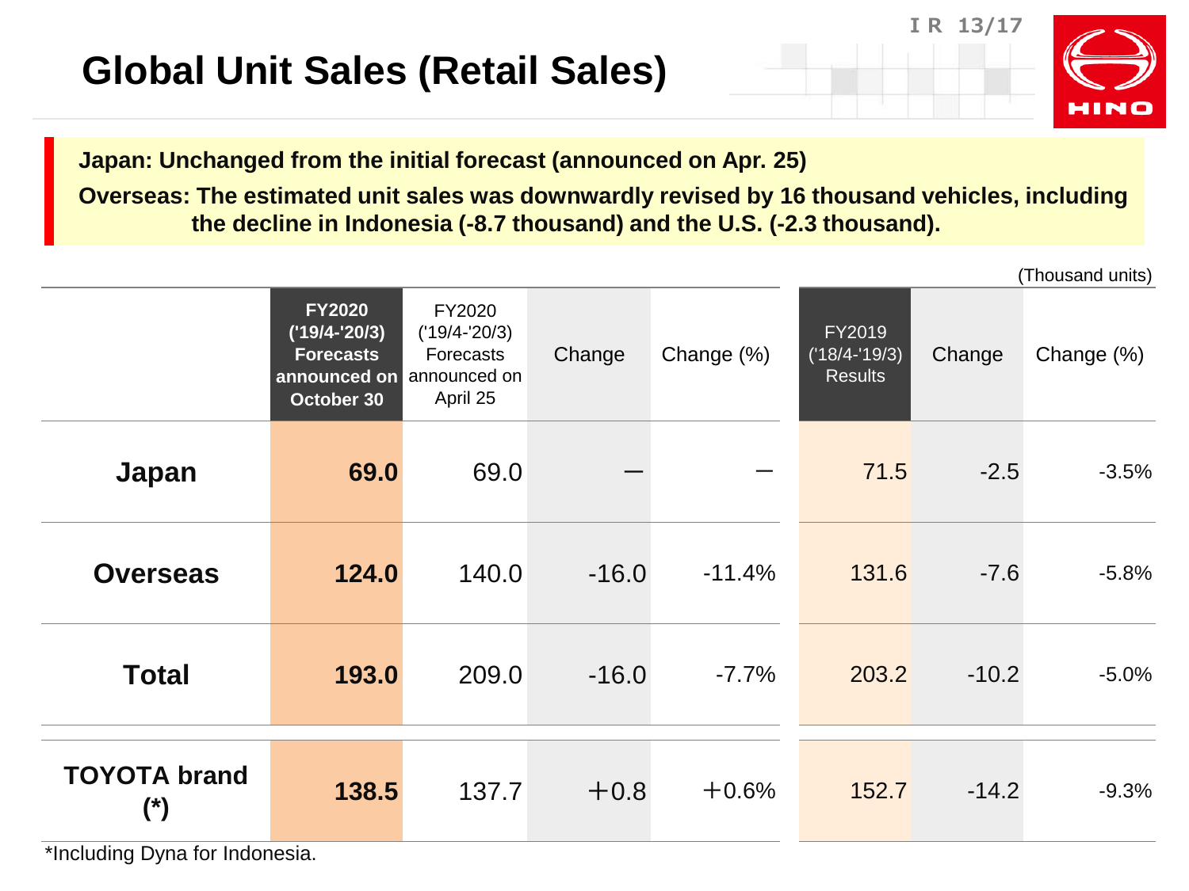# Global Unit Sales (Retail Sales)

**Japan: Unchanged from the initial forecast (announced on Apr. 25)**

**Overseas: The estimated unit sales was downwardly revised by 16 thousand vehicles, including the decline in Indonesia (-8.7 thousand) and the U.S. (-2.3 thousand).**

(Thousand units)

| | **FY2020 ('19/4-'20/3) Forecasts announced on October 30** | FY2020 ('19/4-'20/3) Forecasts announced on April 25 | Change | Change (%) | FY2019 ('18/4-'19/3) Results | Change | Change (%) |
|---|---|---|---|---|---|---|---|
| **Japan** | **69.0** | 69.0 | ― | ― | 71.5 | -2.5 | -3.5% |
| **Overseas** | **124.0** | 140.0 | -16.0 | -11.4% | 131.6 | -7.6 | -5.8% |
| **Total** | **193.0** | 209.0 | -16.0 | -7.7% | 203.2 | -10.2 | -5.0% |
| **TOYOTA brand (*)** | **138.5** | 137.7 | +0.8 | +0.6% | 152.7 | -14.2 | -9.3% |

*Including Dyna for Indonesia.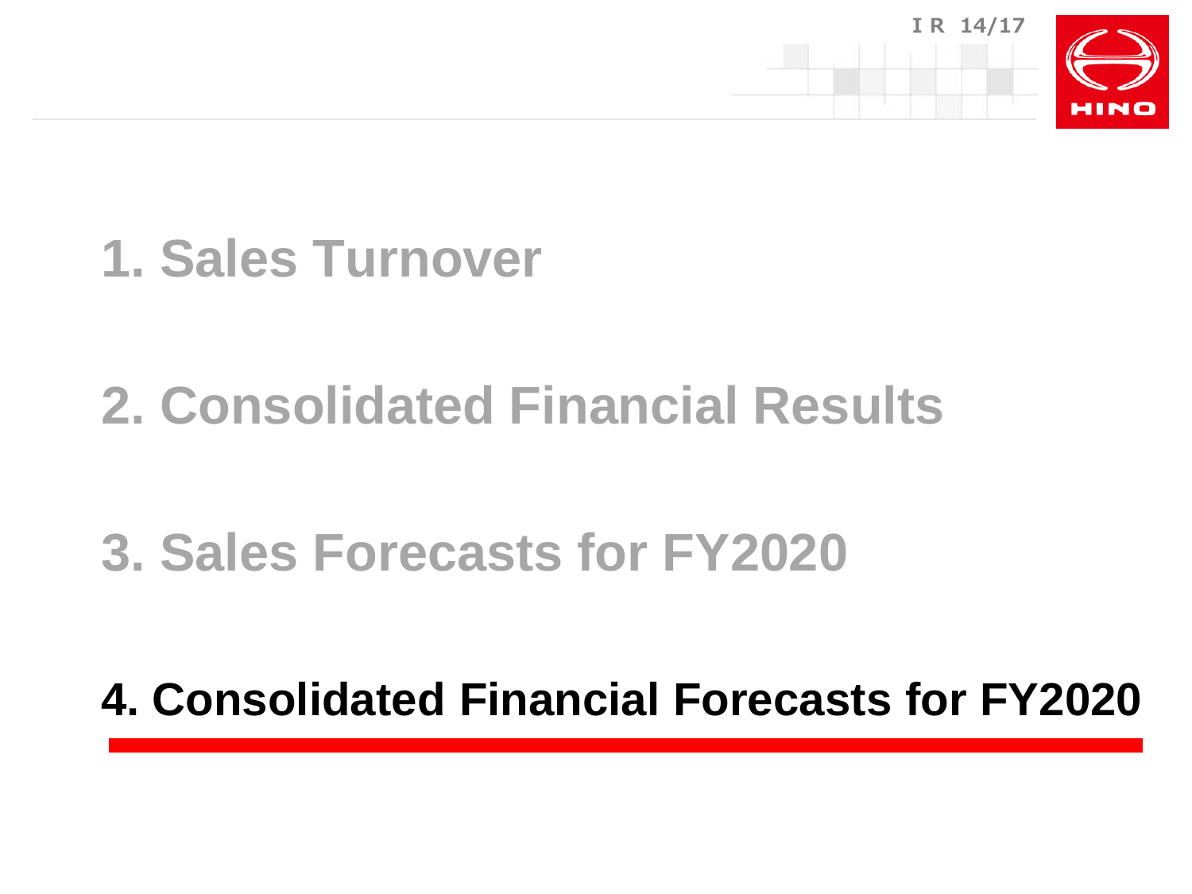1. Sales Turnover

2. Consolidated Financial Results

3. Sales Forecasts for FY2020

## 4. Consolidated Financial Forecasts for FY2020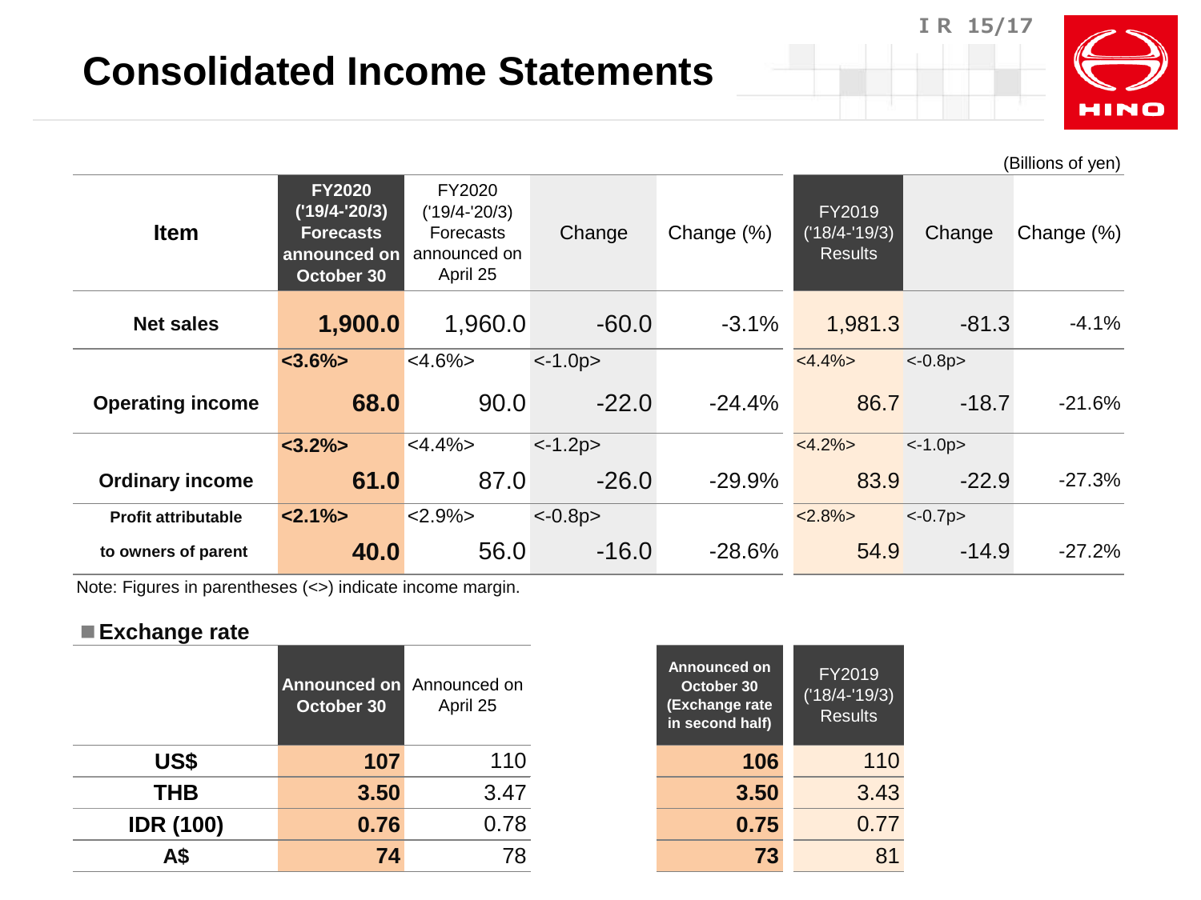# Consolidated Income Statements

(Billions of yen)

| Item | FY2020 ('19/4-'20/3) Forecasts announced on October 30 | FY2020 ('19/4-'20/3) Forecasts announced on April 25 | Change | Change (%) | FY2019 ('18/4-'19/3) Results | Change | Change (%) |
|---|---|---|---|---|---|---|---|
| Net sales | **1,900.0** | 1,960.0 | -60.0 | -3.1% | 1,981.3 | -81.3 | -4.1% |
| | **<3.6%>** | <4.6%> | <-1.0p> | | <4.4%> | <-0.8p> | |
| Operating income | **68.0** | 90.0 | -22.0 | -24.4% | 86.7 | -18.7 | -21.6% |
| | **<3.2%>** | <4.4%> | <-1.2p> | | <4.2%> | <-1.0p> | |
| Ordinary income | **61.0** | 87.0 | -26.0 | -29.9% | 83.9 | -22.9 | -27.3% |
| | **<2.1%>** | <2.9%> | <-0.8p> | | <2.8%> | <-0.7p> | |
| Profit attributable to owners of parent | **40.0** | 56.0 | -16.0 | -28.6% | 54.9 | -14.9 | -27.2% |

Note: Figures in parentheses (<>) indicate income margin.

## Exchange rate

| | Announced on October 30 | Announced on April 25 | Announced on October 30 (Exchange rate in second half) | FY2019 ('18/4-'19/3) Results |
|---|---|---|---|---|
| US$ | **107** | 110 | **106** | 110 |
| THB | **3.50** | 3.47 | **3.50** | 3.43 |
| IDR (100) | **0.76** | 0.78 | **0.75** | 0.77 |
| A$ | **74** | 78 | **73** | 81 |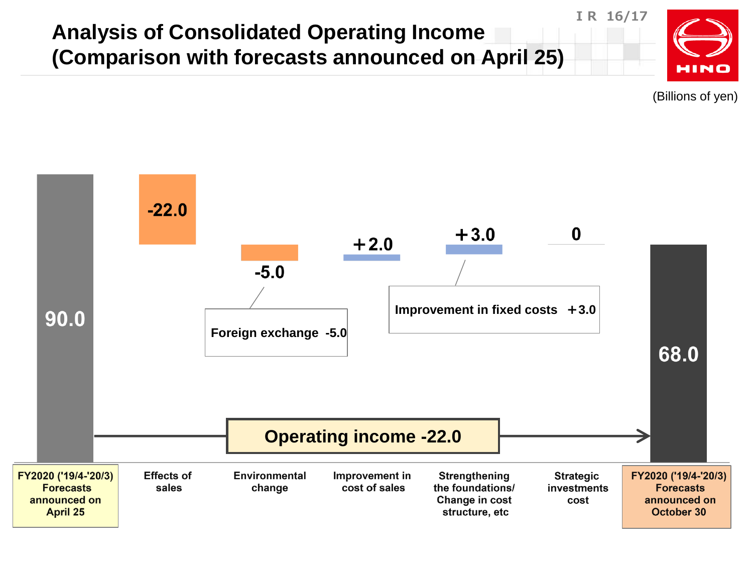# Analysis of Consolidated Operating Income (Comparison with forecasts announced on April 25)

(Billions of yen)

| Item | Amount |
|---|---|
| FY2020 ('19/4-'20/3) Forecasts announced on April 25 | 90.0 |
| Effects of sales | -22.0 |
| Environmental change | -5.0 |
| Improvement in cost of sales | +2.0 |
| Strengthening the foundations/ Change in cost structure, etc | +3.0 |
| Strategic investments cost | 0 |
| FY2020 ('19/4-'20/3) Forecasts announced on October 30 | 68.0 |

Foreign exchange -5.0

Improvement in fixed costs +3.0

**Operating income -22.0**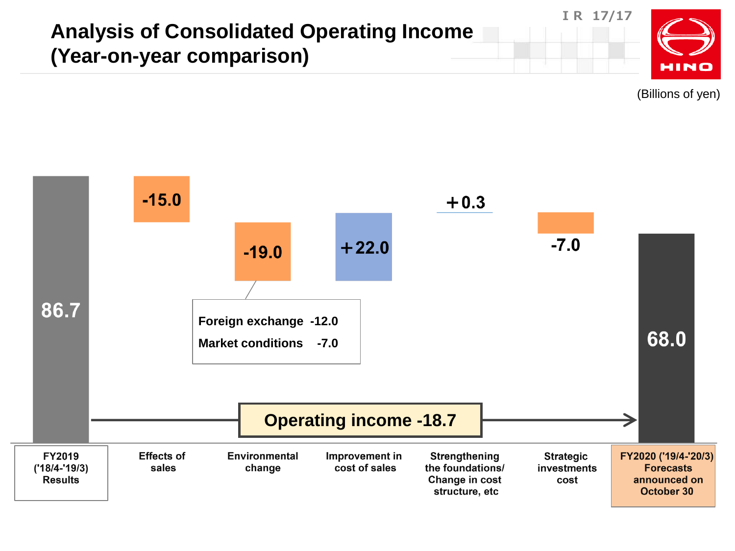# Analysis of Consolidated Operating Income (Year-on-year comparison)

(Billions of yen)

| FY2019 ('18/4-'19/3) Results | Effects of sales | Environmental change | Improvement in cost of sales | Strengthening the foundations/ Change in cost structure, etc | Strategic investments cost | FY2020 ('19/4-'20/3) Forecasts announced on October 30 |
|---|---|---|---|---|---|---|
| 86.7 | -15.0 | -19.0 | +22.0 | +0.3 | -7.0 | 68.0 |

Environmental change breakdown:
- Foreign exchange -12.0
- Market conditions -7.0

**Operating income -18.7**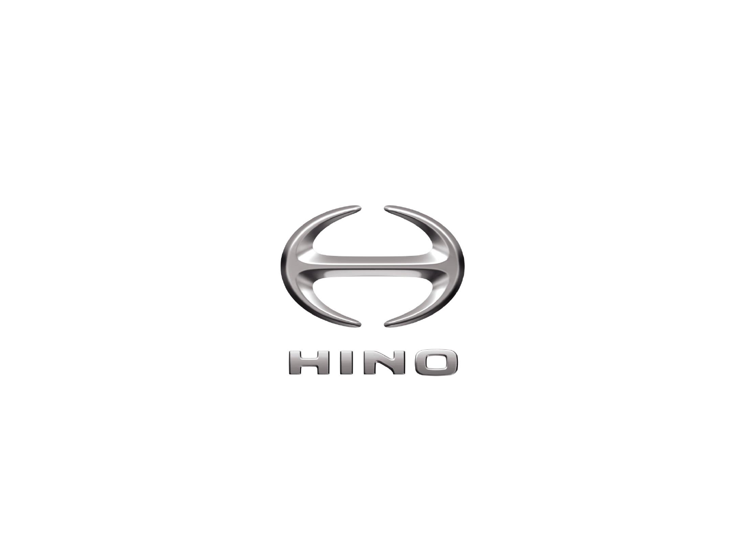HINO